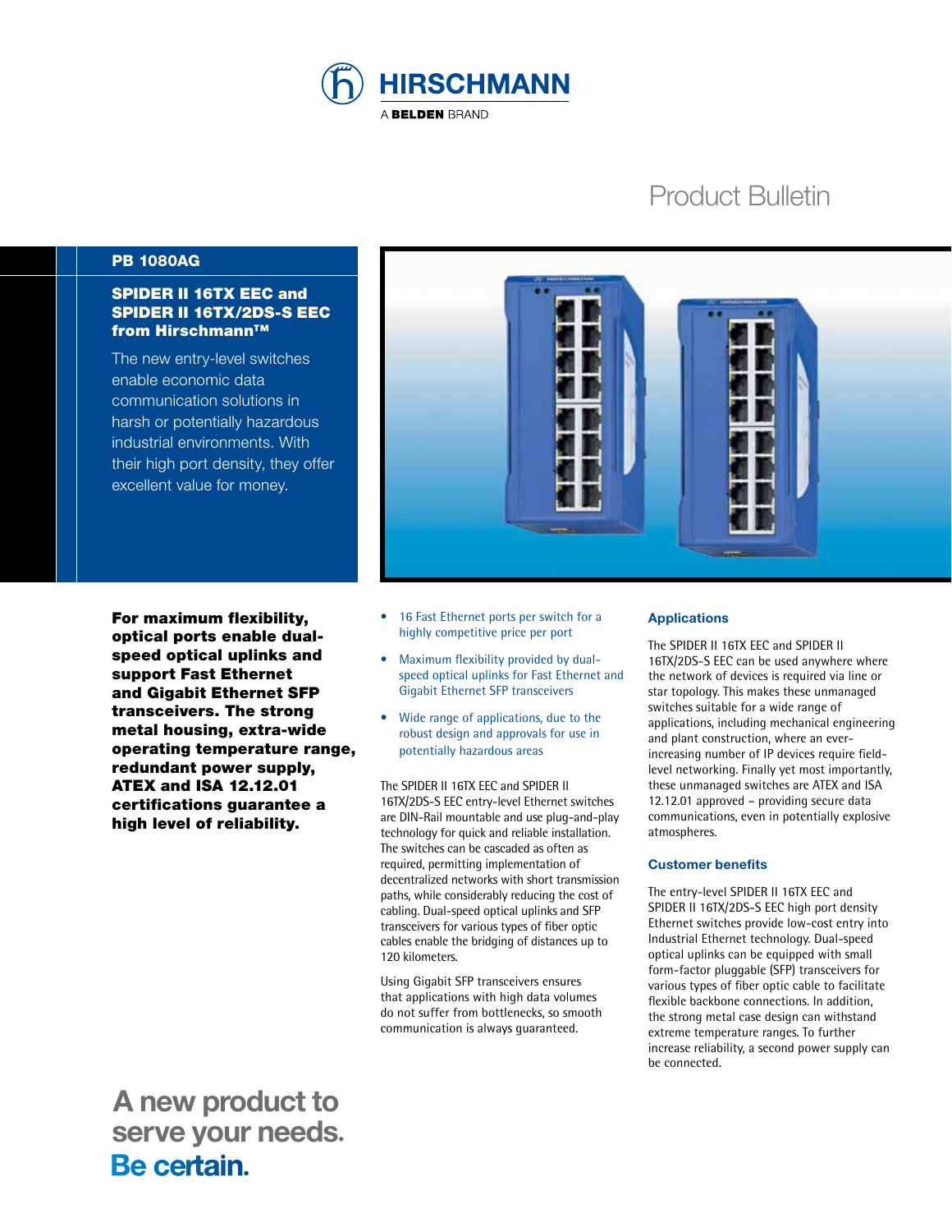HIRSCHMANN

A BELDEN BRAND

Product Bulletin

**PB 1080AG**

## SPIDER II 16TX EEC and SPIDER II 16TX/2DS-S EEC from Hirschmann™

The new entry-level switches enable economic data communication solutions in harsh or potentially hazardous industrial environments. With their high port density, they offer excellent value for money.

**For maximum flexibility, optical ports enable dual-speed optical uplinks and support Fast Ethernet and Gigabit Ethernet SFP transceivers. The strong metal housing, extra-wide operating temperature range, redundant power supply, ATEX and ISA 12.12.01 certifications guarantee a high level of reliability.**

- 16 Fast Ethernet ports per switch for a highly competitive price per port
- Maximum flexibility provided by dual-speed optical uplinks for Fast Ethernet and Gigabit Ethernet SFP transceivers
- Wide range of applications, due to the robust design and approvals for use in potentially hazardous areas

The SPIDER II 16TX EEC and SPIDER II 16TX/2DS-S EEC entry-level Ethernet switches are DIN-Rail mountable and use plug-and-play technology for quick and reliable installation. The switches can be cascaded as often as required, permitting implementation of decentralized networks with short transmission paths, while considerably reducing the cost of cabling. Dual-speed optical uplinks and SFP transceivers for various types of fiber optic cables enable the bridging of distances up to 120 kilometers.

Using Gigabit SFP transceivers ensures that applications with high data volumes do not suffer from bottlenecks, so smooth communication is always guaranteed.

### Applications

The SPIDER II 16TX EEC and SPIDER II 16TX/2DS-S EEC can be used anywhere where the network of devices is required via line or star topology. This makes these unmanaged switches suitable for a wide range of applications, including mechanical engineering and plant construction, where an ever-increasing number of IP devices require field-level networking. Finally yet most importantly, these unmanaged switches are ATEX and ISA 12.12.01 approved – providing secure data communications, even in potentially explosive atmospheres.

### Customer benefits

The entry-level SPIDER II 16TX EEC and SPIDER II 16TX/2DS-S EEC high port density Ethernet switches provide low-cost entry into Industrial Ethernet technology. Dual-speed optical uplinks can be equipped with small form-factor pluggable (SFP) transceivers for various types of fiber optic cable to facilitate flexible backbone connections. In addition, the strong metal case design can withstand extreme temperature ranges. To further increase reliability, a second power supply can be connected.

**A new product to serve your needs.**
**Be certain.**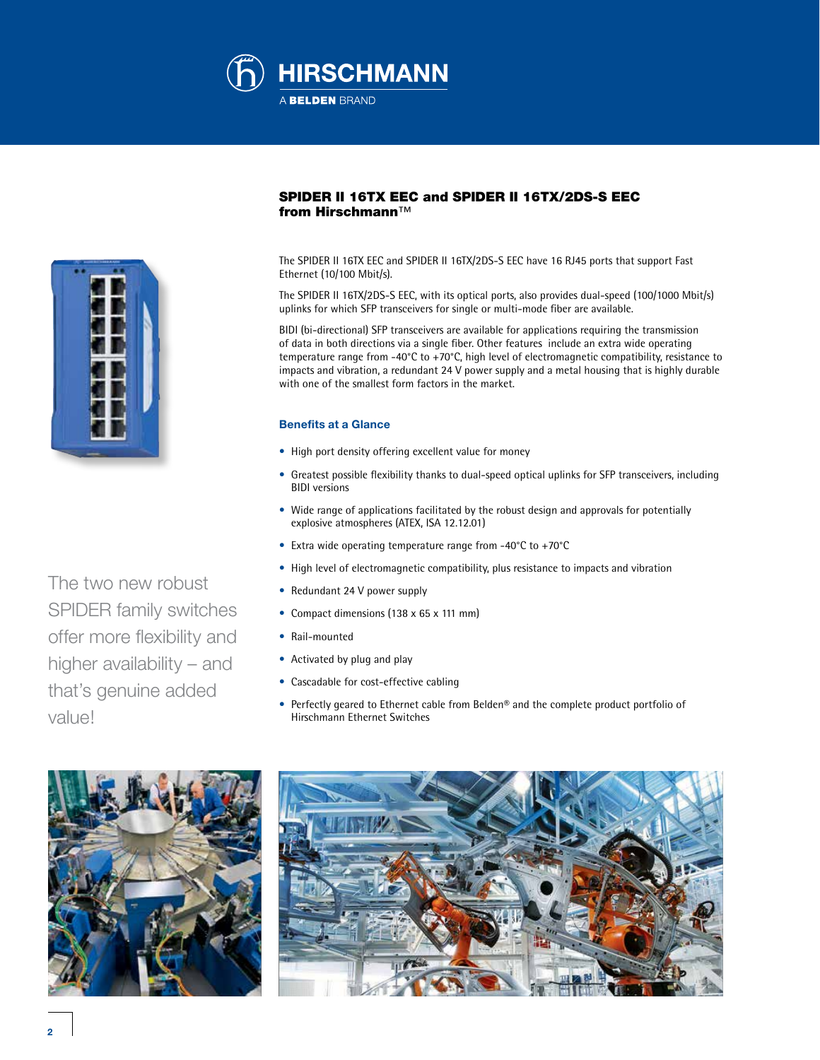## SPIDER II 16TX EEC and SPIDER II 16TX/2DS-S EEC from Hirschmann™

The SPIDER II 16TX EEC and SPIDER II 16TX/2DS-S EEC have 16 RJ45 ports that support Fast Ethernet (10/100 Mbit/s).

The SPIDER II 16TX/2DS-S EEC, with its optical ports, also provides dual-speed (100/1000 Mbit/s) uplinks for which SFP transceivers for single or multi-mode fiber are available.

BIDI (bi-directional) SFP transceivers are available for applications requiring the transmission of data in both directions via a single fiber. Other features include an extra wide operating temperature range from -40°C to +70°C, high level of electromagnetic compatibility, resistance to impacts and vibration, a redundant 24 V power supply and a metal housing that is highly durable with one of the smallest form factors in the market.

The two new robust SPIDER family switches offer more flexibility and higher availability – and that's genuine added value!

### Benefits at a Glance

- High port density offering excellent value for money
- Greatest possible flexibility thanks to dual-speed optical uplinks for SFP transceivers, including BIDI versions
- Wide range of applications facilitated by the robust design and approvals for potentially explosive atmospheres (ATEX, ISA 12.12.01)
- Extra wide operating temperature range from -40°C to +70°C
- High level of electromagnetic compatibility, plus resistance to impacts and vibration
- Redundant 24 V power supply
- Compact dimensions (138 x 65 x 111 mm)
- Rail-mounted
- Activated by plug and play
- Cascadable for cost-effective cabling
- Perfectly geared to Ethernet cable from Belden® and the complete product portfolio of Hirschmann Ethernet Switches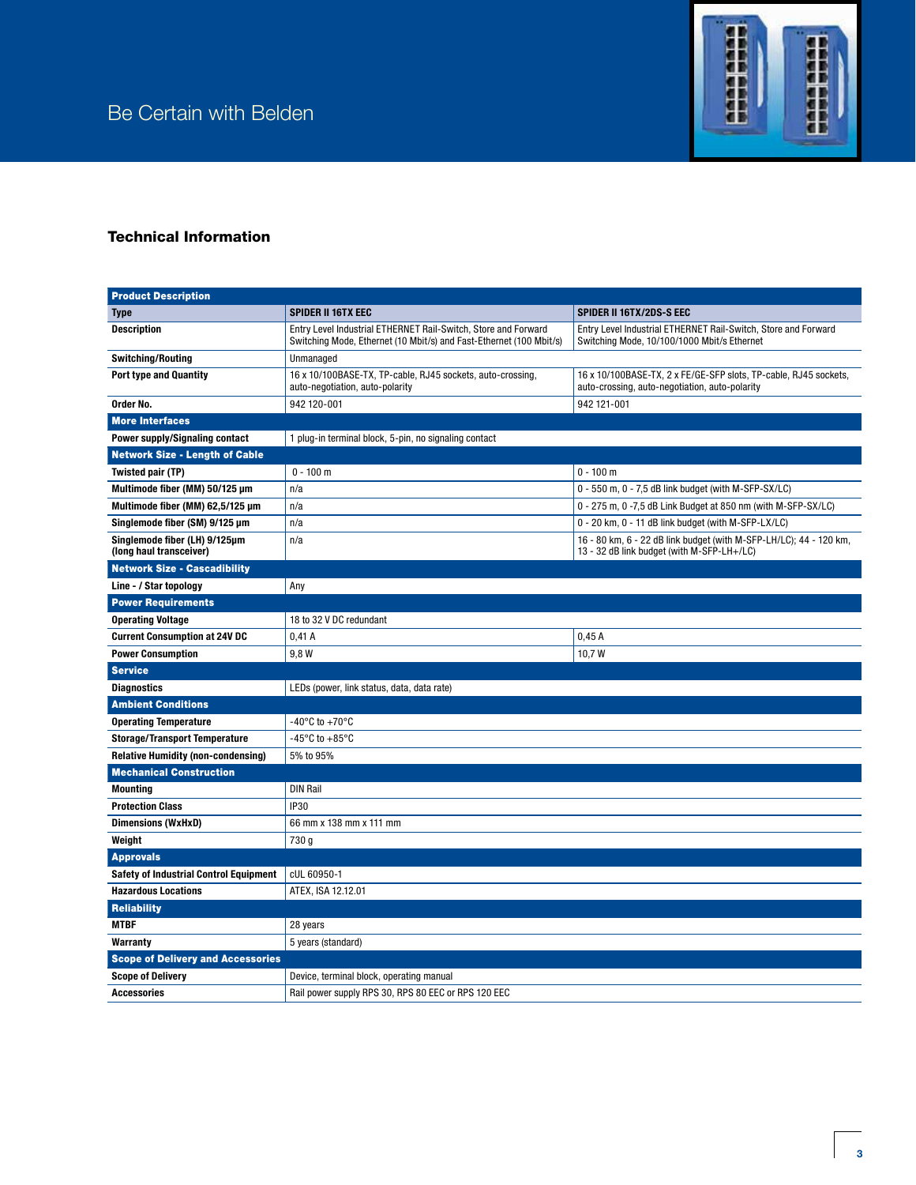Be Certain with Belden

## Technical Information

| **Product Description** | | |
|---|---|---|
| **Type** | **SPIDER II 16TX EEC** | **SPIDER II 16TX/2DS-S EEC** |
| **Description** | Entry Level Industrial ETHERNET Rail-Switch, Store and Forward Switching Mode, Ethernet (10 Mbit/s) and Fast-Ethernet (100 Mbit/s) | Entry Level Industrial ETHERNET Rail-Switch, Store and Forward Switching Mode, 10/100/1000 Mbit/s Ethernet |
| **Switching/Routing** | Unmanaged | |
| **Port type and Quantity** | 16 x 10/100BASE-TX, TP-cable, RJ45 sockets, auto-crossing, auto-negotiation, auto-polarity | 16 x 10/100BASE-TX, 2 x FE/GE-SFP slots, TP-cable, RJ45 sockets, auto-crossing, auto-negotiation, auto-polarity |
| **Order No.** | 942 120-001 | 942 121-001 |
| **More Interfaces** | | |
| **Power supply/Signaling contact** | 1 plug-in terminal block, 5-pin, no signaling contact | |
| **Network Size - Length of Cable** | | |
| **Twisted pair (TP)** | 0 - 100 m | 0 - 100 m |
| **Multimode fiber (MM) 50/125 µm** | n/a | 0 - 550 m, 0 - 7,5 dB link budget (with M-SFP-SX/LC) |
| **Multimode fiber (MM) 62,5/125 µm** | n/a | 0 - 275 m, 0 -7,5 dB Link Budget at 850 nm (with M-SFP-SX/LC) |
| **Singlemode fiber (SM) 9/125 µm** | n/a | 0 - 20 km, 0 - 11 dB link budget (with M-SFP-LX/LC) |
| **Singlemode fiber (LH) 9/125µm (long haul transceiver)** | n/a | 16 - 80 km, 6 - 22 dB link budget (with M-SFP-LH/LC); 44 - 120 km, 13 - 32 dB link budget (with M-SFP-LH+/LC) |
| **Network Size - Cascadibility** | | |
| **Line - / Star topology** | Any | |
| **Power Requirements** | | |
| **Operating Voltage** | 18 to 32 V DC redundant | |
| **Current Consumption at 24V DC** | 0,41 A | 0,45 A |
| **Power Consumption** | 9,8 W | 10,7 W |
| **Service** | | |
| **Diagnostics** | LEDs (power, link status, data, data rate) | |
| **Ambient Conditions** | | |
| **Operating Temperature** | -40°C to +70°C | |
| **Storage/Transport Temperature** | -45°C to +85°C | |
| **Relative Humidity (non-condensing)** | 5% to 95% | |
| **Mechanical Construction** | | |
| **Mounting** | DIN Rail | |
| **Protection Class** | IP30 | |
| **Dimensions (WxHxD)** | 66 mm x 138 mm x 111 mm | |
| **Weight** | 730 g | |
| **Approvals** | | |
| **Safety of Industrial Control Equipment** | cUL 60950-1 | |
| **Hazardous Locations** | ATEX, ISA 12.12.01 | |
| **Reliability** | | |
| **MTBF** | 28 years | |
| **Warranty** | 5 years (standard) | |
| **Scope of Delivery and Accessories** | | |
| **Scope of Delivery** | Device, terminal block, operating manual | |
| **Accessories** | Rail power supply RPS 30, RPS 80 EEC or RPS 120 EEC | |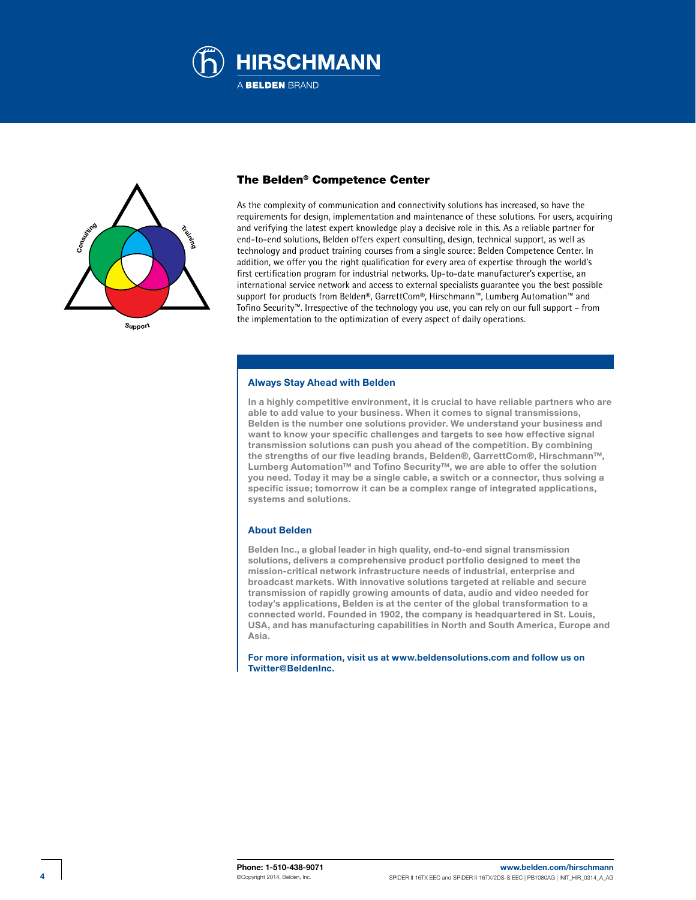## The Belden® Competence Center

Consulting

Training

Support

As the complexity of communication and connectivity solutions has increased, so have the requirements for design, implementation and maintenance of these solutions. For users, acquiring and verifying the latest expert knowledge play a decisive role in this. As a reliable partner for end-to-end solutions, Belden offers expert consulting, design, technical support, as well as technology and product training courses from a single source: Belden Competence Center. In addition, we offer you the right qualification for every area of expertise through the world's first certification program for industrial networks. Up-to-date manufacturer's expertise, an international service network and access to external specialists guarantee you the best possible support for products from Belden®, GarrettCom®, Hirschmann™, Lumberg Automation™ and Tofino Security™. Irrespective of the technology you use, you can rely on our full support – from the implementation to the optimization of every aspect of daily operations.

### Always Stay Ahead with Belden

**In a highly competitive environment, it is crucial to have reliable partners who are able to add value to your business. When it comes to signal transmissions, Belden is the number one solutions provider. We understand your business and want to know your specific challenges and targets to see how effective signal transmission solutions can push you ahead of the competition. By combining the strengths of our five leading brands, Belden®, GarrettCom®, Hirschmann™, Lumberg Automation™ and Tofino Security™, we are able to offer the solution you need. Today it may be a single cable, a switch or a connector, thus solving a specific issue; tomorrow it can be a complex range of integrated applications, systems and solutions.**

### About Belden

**Belden Inc., a global leader in high quality, end-to-end signal transmission solutions, delivers a comprehensive product portfolio designed to meet the mission-critical network infrastructure needs of industrial, enterprise and broadcast markets. With innovative solutions targeted at reliable and secure transmission of rapidly growing amounts of data, audio and video needed for today's applications, Belden is at the center of the global transformation to a connected world. Founded in 1902, the company is headquartered in St. Louis, USA, and has manufacturing capabilities in North and South America, Europe and Asia.**

**For more information, visit us at www.beldensolutions.com and follow us on Twitter@BeldenInc.**

**Phone: 1-510-438-9071**

©Copyright 2014, Belden, Inc.

**www.belden.com/hirschmann**

SPIDER II 16TX EEC and SPIDER II 16TX/2DS-S EEC | PB1080AG | INIT_HIR_0314_A_AG